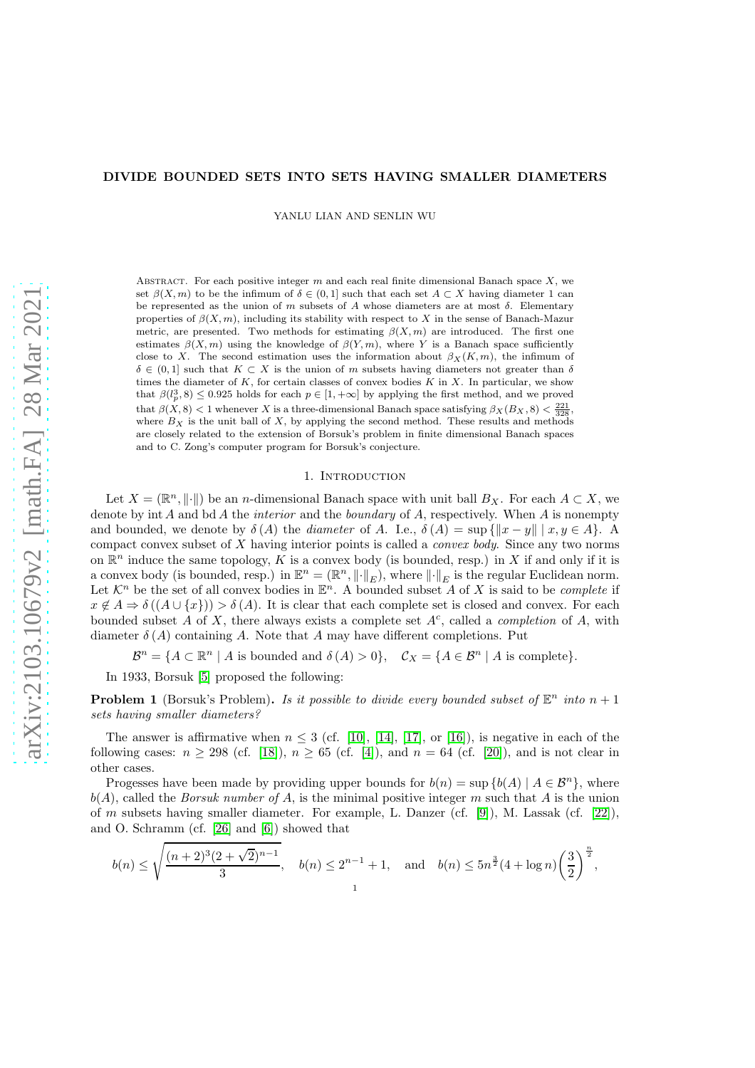# DIVIDE BOUNDED SETS INTO SETS HAVING SMALLER DIAMETERS

YANLU LIAN AND SENLIN WU

Abstract. For each positive integer $m$ and each real finite dimensional Banach space $X$, we set $\beta(X, m)$ to be the infimum of $\delta \in (0, 1]$ such that each set $A \subset X$ having diameter 1 can be represented as the union of $m$ subsets of $A$ whose diameters are at most $\delta$. Elementary properties of $\beta(X, m)$, including its stability with respect to $X$ in the sense of Banach-Mazur metric, are presented. Two methods for estimating $\beta(X, m)$ are introduced. The first one estimates $\beta(X, m)$ using the knowledge of $\beta(Y, m)$, where $Y$ is a Banach space sufficiently close to $X$. The second estimation uses the information about $\beta_X(K, m)$, the infimum of $\delta \in (0, 1]$ such that $K \subset X$ is the union of $m$ subsets having diameters not greater than $\delta$ times the diameter of $K$, for certain classes of convex bodies $K$ in $X$. In particular, we show that $\beta(l_p^3, 8) \leq 0.925$ holds for each $p \in [1, +\infty]$ by applying the first method, and we proved that $\beta(X, 8) < 1$ whenever $X$ is a three-dimensional Banach space satisfying $\beta_X(B_X, 8) < \frac{221}{328}$, where $B_X$ is the unit ball of $X$, by applying the second method. These results and methods are closely related to the extension of Borsuk's problem in finite dimensional Banach spaces and to C. Zong's computer program for Borsuk's conjecture.

## 1. Introduction

Let $X = (\mathbb{R}^n, \|\cdot\|)$ be an $n$-dimensional Banach space with unit ball $B_X$. For each $A \subset X$, we denote by $\operatorname{int} A$ and $\operatorname{bd} A$ the *interior* and the *boundary* of $A$, respectively. When $A$ is nonempty and bounded, we denote by $\delta(A)$ the *diameter* of $A$. I.e., $\delta(A) = \sup\{\|x - y\| \mid x, y \in A\}$. A compact convex subset of $X$ having interior points is called a *convex body*. Since any two norms on $\mathbb{R}^n$ induce the same topology, $K$ is a convex body (is bounded, resp.) in $X$ if and only if it is a convex body (is bounded, resp.) in $\mathbb{E}^n = (\mathbb{R}^n, \|\cdot\|_E)$, where $\|\cdot\|_E$ is the regular Euclidean norm. Let $\mathcal{K}^n$ be the set of all convex bodies in $\mathbb{E}^n$. A bounded subset $A$ of $X$ is said to be *complete* if $x \notin A \Rightarrow \delta((A \cup \{x\})) > \delta(A)$. It is clear that each complete set is closed and convex. For each bounded subset $A$ of $X$, there always exists a complete set $A^c$, called a *completion* of $A$, with diameter $\delta(A)$ containing $A$. Note that $A$ may have different completions. Put

$$\mathcal{B}^n = \{A \subset \mathbb{R}^n \mid A \text{ is bounded and } \delta(A) > 0\}, \quad \mathcal{C}_X = \{A \in \mathcal{B}^n \mid A \text{ is complete}\}.$$

In 1933, Borsuk [5] proposed the following:

**Problem 1** (Borsuk's Problem). *Is it possible to divide every bounded subset of $\mathbb{E}^n$ into $n+1$ sets having smaller diameters?*

The answer is affirmative when $n \leq 3$ (cf. [10], [14], [17], or [16]), is negative in each of the following cases: $n \geq 298$ (cf. [18]), $n \geq 65$ (cf. [4]), and $n = 64$ (cf. [20]), and is not clear in other cases.

Progesses have been made by providing upper bounds for $b(n) = \sup\{b(A) \mid A \in \mathcal{B}^n\}$, where $b(A)$, called the *Borsuk number of* $A$, is the minimal positive integer $m$ such that $A$ is the union of $m$ subsets having smaller diameter. For example, L. Danzer (cf. [9]), M. Lassak (cf. [22]), and O. Schramm (cf. [26] and [6]) showed that

$$b(n) \leq \sqrt{\frac{(n+2)^3(2+\sqrt{2})^{n-1}}{3}}, \quad b(n) \leq 2^{n-1} + 1, \quad \text{and} \quad b(n) \leq 5n^{\frac{3}{2}}(4 + \log n)\left(\frac{3}{2}\right)^{\frac{n}{2}},$$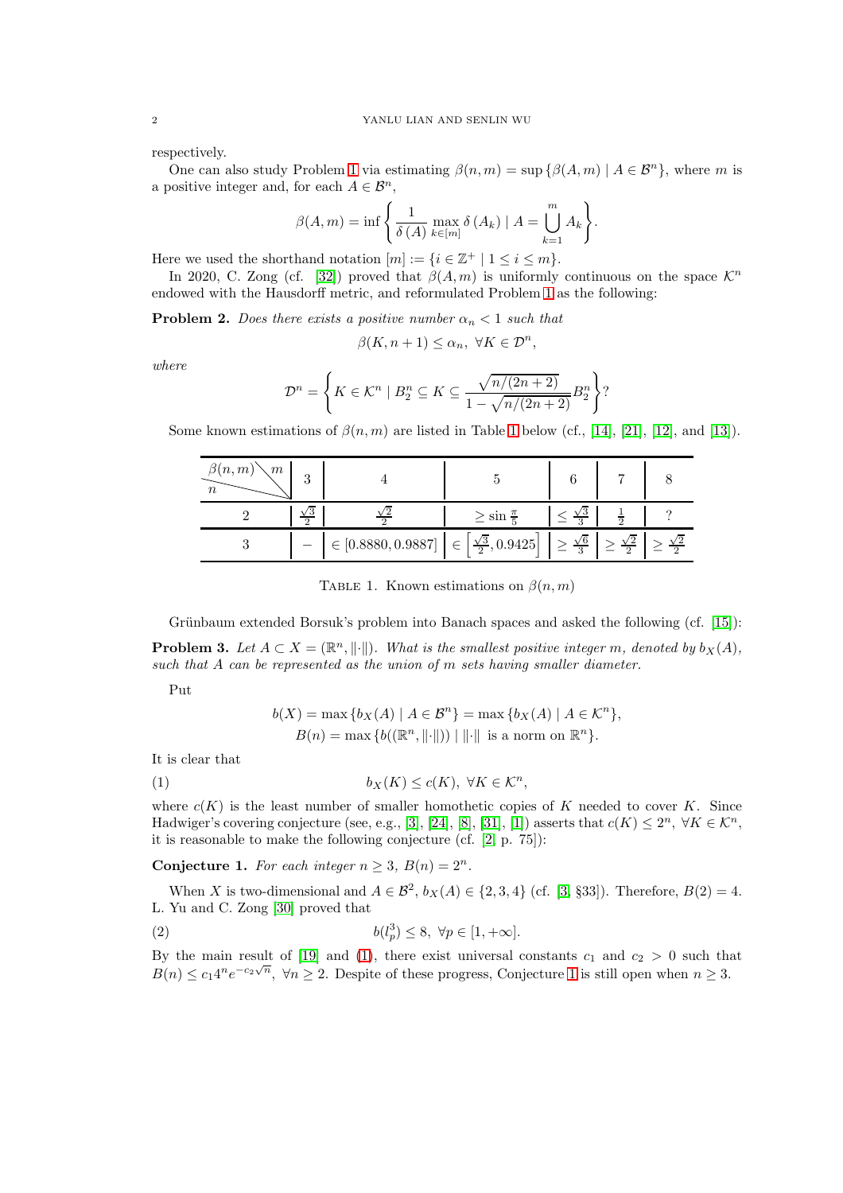respectively.

One can also study Problem 1 via estimating $\beta(n,m) = \sup\{\beta(A,m) \mid A \in \mathcal{B}^n\}$, where $m$ is a positive integer and, for each $A \in \mathcal{B}^n$,

$$\beta(A,m) = \inf\left\{\frac{1}{\delta(A)} \max_{k\in[m]} \delta(A_k) \mid A = \bigcup_{k=1}^{m} A_k\right\}.$$

Here we used the shorthand notation $[m] := \{i \in \mathbb{Z}^+ \mid 1 \le i \le m\}$.

In 2020, C. Zong (cf. [32]) proved that $\beta(A,m)$ is uniformly continuous on the space $\mathcal{K}^n$ endowed with the Hausdorff metric, and reformulated Problem 1 as the following:

**Problem 2.** *Does there exists a positive number $\alpha_n < 1$ such that*

$$\beta(K, n+1) \le \alpha_n, \ \forall K \in \mathcal{D}^n,$$

*where*

$$\mathcal{D}^n = \left\{K \in \mathcal{K}^n \mid B_2^n \subseteq K \subseteq \frac{\sqrt{n/(2n+2)}}{1-\sqrt{n/(2n+2)}} B_2^n\right\}?$$

Some known estimations of $\beta(n,m)$ are listed in Table 1 below (cf., [14], [21], [12], and [13]).

| $\beta(n,m)$ \ $m$, $n$ | 3 | 4 | 5 | 6 | 7 | 8 |
|---|---|---|---|---|---|---|
| 2 | $\frac{\sqrt{3}}{2}$ | $\frac{\sqrt{2}}{2}$ | $\ge \sin\frac{\pi}{5}$ | $\le \frac{\sqrt{3}}{3}$ | $\frac{1}{2}$ | ? |
| 3 | $-$ | $\in [0.8880, 0.9887]$ | $\in \left[\frac{\sqrt{3}}{2}, 0.9425\right]$ | $\ge \frac{\sqrt{6}}{3}$ | $\ge \frac{\sqrt{2}}{2}$ | $\ge \frac{\sqrt{2}}{2}$ |

TABLE 1. Known estimations on $\beta(n,m)$

Grünbaum extended Borsuk's problem into Banach spaces and asked the following (cf. [15]):

**Problem 3.** *Let $A \subset X = (\mathbb{R}^n, \|\cdot\|)$. What is the smallest positive integer $m$, denoted by $b_X(A)$, such that $A$ can be represented as the union of $m$ sets having smaller diameter.*

Put

$$b(X) = \max\{b_X(A) \mid A \in \mathcal{B}^n\} = \max\{b_X(A) \mid A \in \mathcal{K}^n\},$$
$$B(n) = \max\{b((\mathbb{R}^n, \|\cdot\|)) \mid \|\cdot\| \text{ is a norm on } \mathbb{R}^n\}.$$

It is clear that

$$b_X(K) \le c(K), \ \forall K \in \mathcal{K}^n, \tag{1}$$

where $c(K)$ is the least number of smaller homothetic copies of $K$ needed to cover $K$. Since Hadwiger's covering conjecture (see, e.g., [3], [24], [8], [31], [1]) asserts that $c(K) \le 2^n$, $\forall K \in \mathcal{K}^n$, it is reasonable to make the following conjecture (cf. [2, p. 75]):

**Conjecture 1.** *For each integer $n \ge 3$, $B(n) = 2^n$.*

When $X$ is two-dimensional and $A \in \mathcal{B}^2$, $b_X(A) \in \{2,3,4\}$ (cf. [3, §33]). Therefore, $B(2) = 4$. L. Yu and C. Zong [30] proved that

$$b(l_p^3) \le 8, \ \forall p \in [1, +\infty]. \tag{2}$$

By the main result of [19] and (1), there exist universal constants $c_1$ and $c_2 > 0$ such that $B(n) \le c_1 4^n e^{-c_2\sqrt{n}}$, $\forall n \ge 2$. Despite of these progress, Conjecture 1 is still open when $n \ge 3$.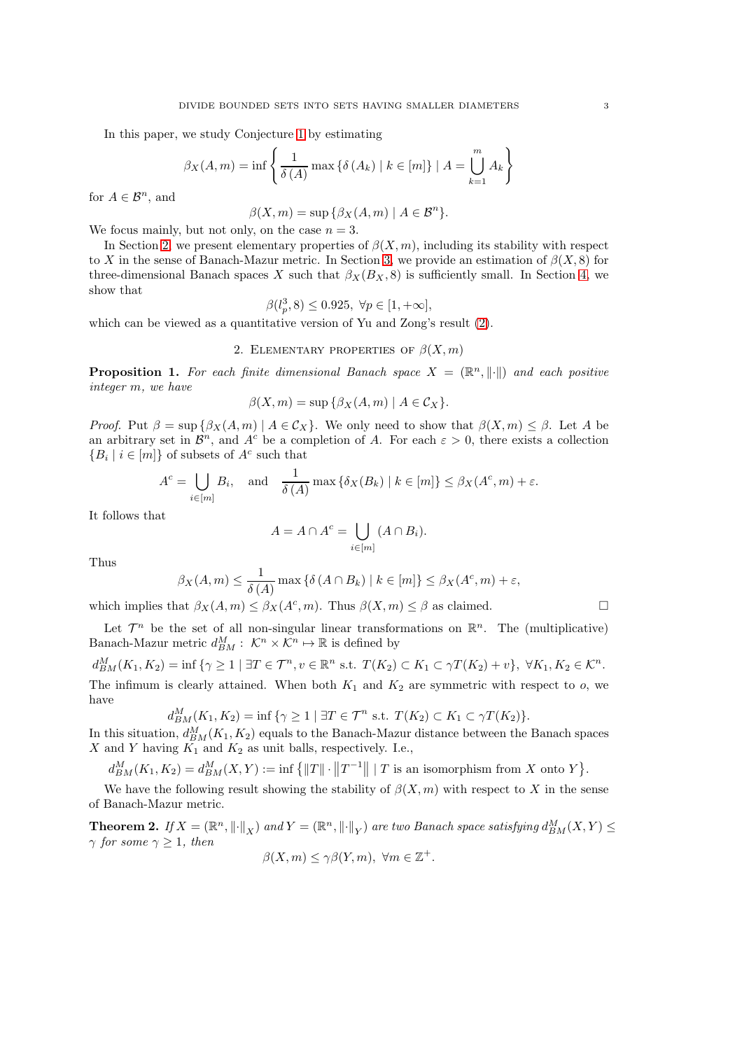In this paper, we study Conjecture 1 by estimating

$$\beta_X(A,m) = \inf\left\{ \frac{1}{\delta(A)} \max\{\delta(A_k) \mid k\in[m]\} \mid A = \bigcup_{k=1}^{m} A_k \right\}$$

for $A\in\mathcal{B}^n$, and

$$\beta(X,m) = \sup\{\beta_X(A,m) \mid A\in\mathcal{B}^n\}.$$

We focus mainly, but not only, on the case $n=3$.

In Section 2, we present elementary properties of $\beta(X,m)$, including its stability with respect to $X$ in the sense of Banach-Mazur metric. In Section 3, we provide an estimation of $\beta(X,8)$ for three-dimensional Banach spaces $X$ such that $\beta_X(B_X,8)$ is sufficiently small. In Section 4, we show that

$$\beta(l_p^3,8)\leq 0.925,\ \forall p\in[1,+\infty],$$

which can be viewed as a quantitative version of Yu and Zong's result (2).

## 2. Elementary properties of $\beta(X,m)$

**Proposition 1.** *For each finite dimensional Banach space $X=(\mathbb{R}^n,\|\cdot\|)$ and each positive integer $m$, we have*

$$\beta(X,m)=\sup\{\beta_X(A,m)\mid A\in\mathcal{C}_X\}.$$

*Proof.* Put $\beta=\sup\{\beta_X(A,m)\mid A\in\mathcal{C}_X\}$. We only need to show that $\beta(X,m)\leq\beta$. Let $A$ be an arbitrary set in $\mathcal{B}^n$, and $A^c$ be a completion of $A$. For each $\varepsilon>0$, there exists a collection $\{B_i\mid i\in[m]\}$ of subsets of $A^c$ such that

$$A^c=\bigcup_{i\in[m]}B_i,\quad\text{and}\quad \frac{1}{\delta(A)}\max\{\delta_X(B_k)\mid k\in[m]\}\leq\beta_X(A^c,m)+\varepsilon.$$

It follows that

$$A=A\cap A^c=\bigcup_{i\in[m]}(A\cap B_i).$$

Thus

$$\beta_X(A,m)\leq\frac{1}{\delta(A)}\max\{\delta(A\cap B_k)\mid k\in[m]\}\leq\beta_X(A^c,m)+\varepsilon,$$

which implies that $\beta_X(A,m)\leq\beta_X(A^c,m)$. Thus $\beta(X,m)\leq\beta$ as claimed. □

Let $\mathcal{T}^n$ be the set of all non-singular linear transformations on $\mathbb{R}^n$. The (multiplicative) Banach-Mazur metric $d_{BM}^M:\ \mathcal{K}^n\times\mathcal{K}^n\mapsto\mathbb{R}$ is defined by

$$d_{BM}^M(K_1,K_2)=\inf\{\gamma\geq 1\mid \exists T\in\mathcal{T}^n, v\in\mathbb{R}^n \text{ s.t. } T(K_2)\subset K_1\subset\gamma T(K_2)+v\},\ \forall K_1,K_2\in\mathcal{K}^n.$$

The infimum is clearly attained. When both $K_1$ and $K_2$ are symmetric with respect to $o$, we have

$$d_{BM}^M(K_1,K_2)=\inf\{\gamma\geq 1\mid \exists T\in\mathcal{T}^n \text{ s.t. } T(K_2)\subset K_1\subset\gamma T(K_2)\}.$$

In this situation, $d_{BM}^M(K_1,K_2)$ equals to the Banach-Mazur distance between the Banach spaces $X$ and $Y$ having $K_1$ and $K_2$ as unit balls, respectively. I.e.,

$$d_{BM}^M(K_1,K_2)=d_{BM}^M(X,Y):=\inf\left\{\|T\|\cdot\left\|T^{-1}\right\|\mid T \text{ is an isomorphism from } X \text{ onto } Y\right\}.$$

We have the following result showing the stability of $\beta(X,m)$ with respect to $X$ in the sense of Banach-Mazur metric.

**Theorem 2.** *If $X=(\mathbb{R}^n,\|\cdot\|_X)$ and $Y=(\mathbb{R}^n,\|\cdot\|_Y)$ are two Banach space satisfying $d_{BM}^M(X,Y)\leq\gamma$ for some $\gamma\geq 1$, then*

$$\beta(X,m)\leq\gamma\beta(Y,m),\ \forall m\in\mathbb{Z}^+.$$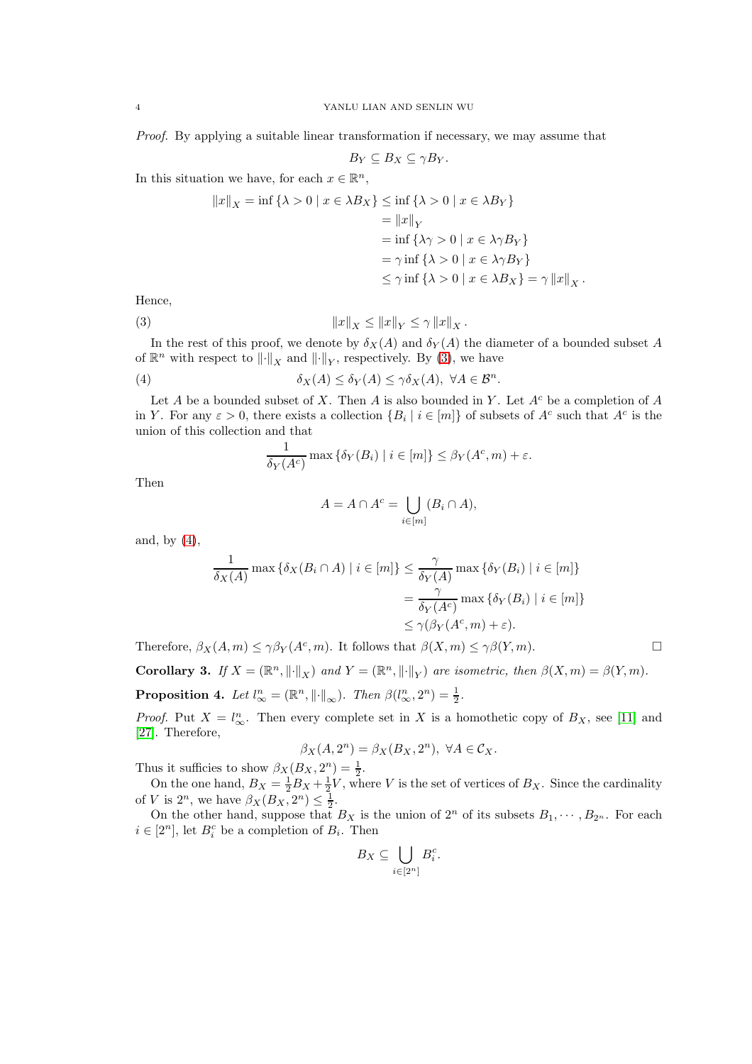*Proof.* By applying a suitable linear transformation if necessary, we may assume that

$$B_Y \subseteq B_X \subseteq \gamma B_Y.$$

In this situation we have, for each $x \in \mathbb{R}^n$,

$$\begin{aligned}
\|x\|_X = \inf\{\lambda > 0 \mid x \in \lambda B_X\} &\leq \inf\{\lambda > 0 \mid x \in \lambda B_Y\} \\
&= \|x\|_Y \\
&= \inf\{\lambda\gamma > 0 \mid x \in \lambda\gamma B_Y\} \\
&= \gamma \inf\{\lambda > 0 \mid x \in \lambda\gamma B_Y\} \\
&\leq \gamma \inf\{\lambda > 0 \mid x \in \lambda B_X\} = \gamma \|x\|_X .
\end{aligned}$$

Hence,

$$\|x\|_X \leq \|x\|_Y \leq \gamma \|x\|_X . \tag{3}$$

In the rest of this proof, we denote by $\delta_X(A)$ and $\delta_Y(A)$ the diameter of a bounded subset $A$ of $\mathbb{R}^n$ with respect to $\|\cdot\|_X$ and $\|\cdot\|_Y$, respectively. By (3), we have

$$\delta_X(A) \leq \delta_Y(A) \leq \gamma\delta_X(A), \ \forall A \in \mathcal{B}^n. \tag{4}$$

Let $A$ be a bounded subset of $X$. Then $A$ is also bounded in $Y$. Let $A^c$ be a completion of $A$ in $Y$. For any $\varepsilon > 0$, there exists a collection $\{B_i \mid i \in [m]\}$ of subsets of $A^c$ such that $A^c$ is the union of this collection and that

$$\frac{1}{\delta_Y(A^c)} \max\{\delta_Y(B_i) \mid i \in [m]\} \leq \beta_Y(A^c, m) + \varepsilon.$$

Then

$$A = A \cap A^c = \bigcup_{i \in [m]} (B_i \cap A),$$

and, by (4),

$$\begin{aligned}
\frac{1}{\delta_X(A)} \max\{\delta_X(B_i \cap A) \mid i \in [m]\} &\leq \frac{\gamma}{\delta_Y(A)} \max\{\delta_Y(B_i) \mid i \in [m]\} \\
&= \frac{\gamma}{\delta_Y(A^c)} \max\{\delta_Y(B_i) \mid i \in [m]\} \\
&\leq \gamma(\beta_Y(A^c, m) + \varepsilon).
\end{aligned}$$

Therefore, $\beta_X(A, m) \leq \gamma\beta_Y(A^c, m)$. It follows that $\beta(X, m) \leq \gamma\beta(Y, m)$. $\square$

**Corollary 3.** *If $X = (\mathbb{R}^n, \|\cdot\|_X)$ and $Y = (\mathbb{R}^n, \|\cdot\|_Y)$ are isometric, then $\beta(X, m) = \beta(Y, m)$.*

**Proposition 4.** *Let $l_\infty^n = (\mathbb{R}^n, \|\cdot\|_\infty)$. Then $\beta(l_\infty^n, 2^n) = \frac{1}{2}$.*

*Proof.* Put $X = l_\infty^n$. Then every complete set in $X$ is a homothetic copy of $B_X$, see [11] and [27]. Therefore,

$$\beta_X(A, 2^n) = \beta_X(B_X, 2^n), \ \forall A \in \mathcal{C}_X.$$

Thus it sufficies to show $\beta_X(B_X, 2^n) = \frac{1}{2}$.

On the one hand, $B_X = \frac{1}{2}B_X + \frac{1}{2}V$, where $V$ is the set of vertices of $B_X$. Since the cardinality of $V$ is $2^n$, we have $\beta_X(B_X, 2^n) \leq \frac{1}{2}$.

On the other hand, suppose that $B_X$ is the union of $2^n$ of its subsets $B_1, \cdots, B_{2^n}$. For each $i \in [2^n]$, let $B_i^c$ be a completion of $B_i$. Then

$$B_X \subseteq \bigcup_{i \in [2^n]} B_i^c.$$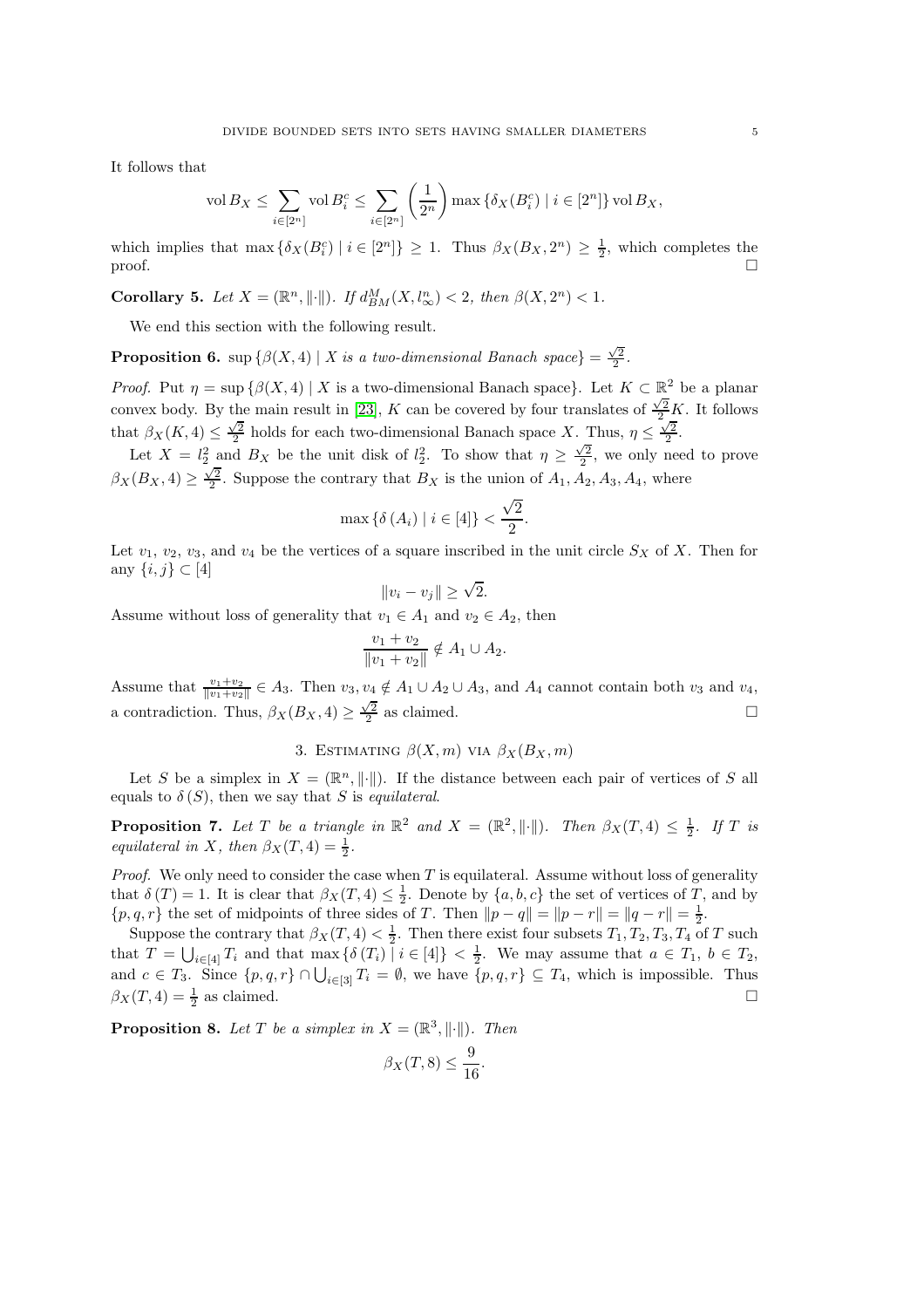It follows that

$$\operatorname{vol} B_X \leq \sum_{i\in[2^n]} \operatorname{vol} B_i^c \leq \sum_{i\in[2^n]} \left(\frac{1}{2^n}\right) \max\left\{\delta_X(B_i^c) \mid i\in[2^n]\right\} \operatorname{vol} B_X,$$

which implies that $\max\{\delta_X(B_i^c) \mid i\in[2^n]\} \geq 1$. Thus $\beta_X(B_X, 2^n) \geq \frac{1}{2}$, which completes the proof. $\square$

**Corollary 5.** *Let $X = (\mathbb{R}^n, \|\cdot\|)$. If $d_{BM}^M(X, l_\infty^n) < 2$, then $\beta(X, 2^n) < 1$.*

We end this section with the following result.

**Proposition 6.** $\sup\{\beta(X,4) \mid X$ *is a two-dimensional Banach space*$\} = \frac{\sqrt{2}}{2}$.

*Proof.* Put $\eta = \sup\{\beta(X,4) \mid X \text{ is a two-dimensional Banach space}\}$. Let $K \subset \mathbb{R}^2$ be a planar convex body. By the main result in [23], $K$ can be covered by four translates of $\frac{\sqrt{2}}{2}K$. It follows that $\beta_X(K,4) \leq \frac{\sqrt{2}}{2}$ holds for each two-dimensional Banach space $X$. Thus, $\eta \leq \frac{\sqrt{2}}{2}$.

Let $X = l_2^2$ and $B_X$ be the unit disk of $l_2^2$. To show that $\eta \geq \frac{\sqrt{2}}{2}$, we only need to prove $\beta_X(B_X, 4) \geq \frac{\sqrt{2}}{2}$. Suppose the contrary that $B_X$ is the union of $A_1, A_2, A_3, A_4$, where

$$\max\{\delta(A_i) \mid i\in[4]\} < \frac{\sqrt{2}}{2}.$$

Let $v_1$, $v_2$, $v_3$, and $v_4$ be the vertices of a square inscribed in the unit circle $S_X$ of $X$. Then for any $\{i,j\} \subset [4]$

$$\|v_i - v_j\| \geq \sqrt{2}.$$

Assume without loss of generality that $v_1 \in A_1$ and $v_2 \in A_2$, then

$$\frac{v_1+v_2}{\|v_1+v_2\|} \notin A_1 \cup A_2.$$

Assume that $\frac{v_1+v_2}{\|v_1+v_2\|} \in A_3$. Then $v_3, v_4 \notin A_1 \cup A_2 \cup A_3$, and $A_4$ cannot contain both $v_3$ and $v_4$, a contradiction. Thus, $\beta_X(B_X, 4) \geq \frac{\sqrt{2}}{2}$ as claimed. $\square$

## 3. Estimating $\beta(X,m)$ via $\beta_X(B_X,m)$

Let $S$ be a simplex in $X = (\mathbb{R}^n, \|\cdot\|)$. If the distance between each pair of vertices of $S$ all equals to $\delta(S)$, then we say that $S$ is *equilateral*.

**Proposition 7.** *Let $T$ be a triangle in $\mathbb{R}^2$ and $X = (\mathbb{R}^2, \|\cdot\|)$. Then $\beta_X(T,4) \leq \frac{1}{2}$. If $T$ is equilateral in $X$, then $\beta_X(T,4) = \frac{1}{2}$.*

*Proof.* We only need to consider the case when $T$ is equilateral. Assume without loss of generality that $\delta(T) = 1$. It is clear that $\beta_X(T,4) \leq \frac{1}{2}$. Denote by $\{a,b,c\}$ the set of vertices of $T$, and by $\{p,q,r\}$ the set of midpoints of three sides of $T$. Then $\|p-q\| = \|p-r\| = \|q-r\| = \frac{1}{2}$.

Suppose the contrary that $\beta_X(T,4) < \frac{1}{2}$. Then there exist four subsets $T_1, T_2, T_3, T_4$ of $T$ such that $T = \bigcup_{i\in[4]} T_i$ and that $\max\{\delta(T_i) \mid i\in[4]\} < \frac{1}{2}$. We may assume that $a \in T_1$, $b \in T_2$, and $c \in T_3$. Since $\{p,q,r\} \cap \bigcup_{i\in[3]} T_i = \emptyset$, we have $\{p,q,r\} \subseteq T_4$, which is impossible. Thus $\beta_X(T,4) = \frac{1}{2}$ as claimed. $\square$

**Proposition 8.** *Let $T$ be a simplex in $X = (\mathbb{R}^3, \|\cdot\|)$. Then*

$$\beta_X(T,8) \leq \frac{9}{16}.$$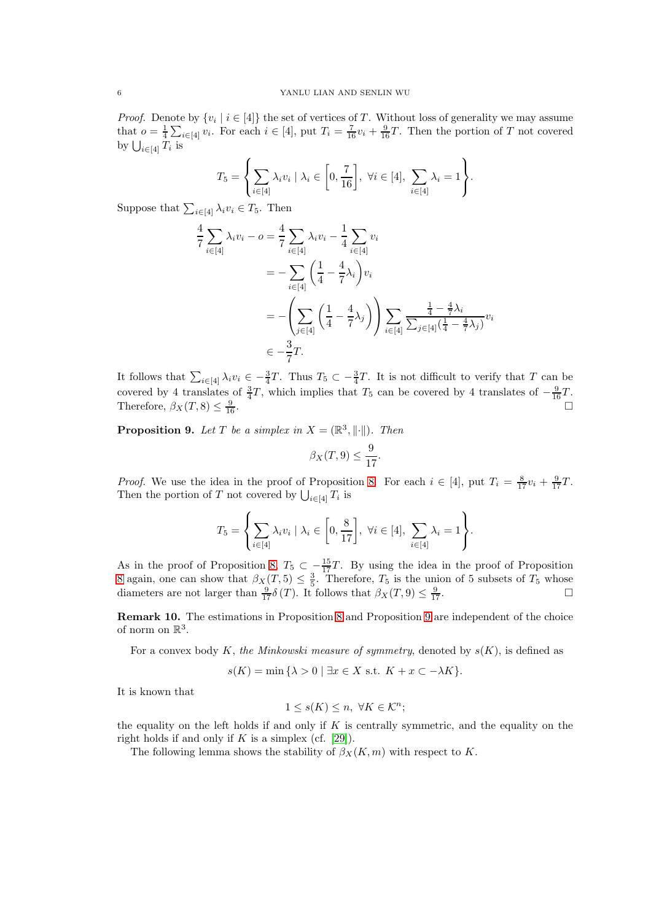*Proof.* Denote by $\{v_i \mid i \in [4]\}$ the set of vertices of $T$. Without loss of generality we may assume that $o = \frac{1}{4}\sum_{i\in[4]} v_i$. For each $i \in [4]$, put $T_i = \frac{7}{16}v_i + \frac{9}{16}T$. Then the portion of $T$ not covered by $\bigcup_{i\in[4]} T_i$ is

$$T_5 = \left\{ \sum_{i\in[4]} \lambda_i v_i \mid \lambda_i \in \left[0, \frac{7}{16}\right], \ \forall i \in [4], \ \sum_{i\in[4]} \lambda_i = 1 \right\}.$$

Suppose that $\sum_{i\in[4]} \lambda_i v_i \in T_5$. Then

$$\begin{aligned}
\frac{4}{7}\sum_{i\in[4]} \lambda_i v_i - o &= \frac{4}{7}\sum_{i\in[4]} \lambda_i v_i - \frac{1}{4}\sum_{i\in[4]} v_i \\
&= -\sum_{i\in[4]} \left(\frac{1}{4} - \frac{4}{7}\lambda_i\right) v_i \\
&= -\left(\sum_{j\in[4]} \left(\frac{1}{4} - \frac{4}{7}\lambda_j\right)\right) \sum_{i\in[4]} \frac{\frac{1}{4} - \frac{4}{7}\lambda_i}{\sum_{j\in[4]}(\frac{1}{4} - \frac{4}{7}\lambda_j)} v_i \\
&\in -\frac{3}{7}T.
\end{aligned}$$

It follows that $\sum_{i\in[4]} \lambda_i v_i \in -\frac{3}{4}T$. Thus $T_5 \subset -\frac{3}{4}T$. It is not difficult to verify that $T$ can be covered by 4 translates of $\frac{3}{4}T$, which implies that $T_5$ can be covered by 4 translates of $-\frac{9}{16}T$. Therefore, $\beta_X(T, 8) \leq \frac{9}{16}$. ☐

**Proposition 9.** *Let $T$ be a simplex in $X = (\mathbb{R}^3, \|\cdot\|)$. Then*

$$\beta_X(T, 9) \leq \frac{9}{17}.$$

*Proof.* We use the idea in the proof of Proposition 8. For each $i \in [4]$, put $T_i = \frac{8}{17}v_i + \frac{9}{17}T$. Then the portion of $T$ not covered by $\bigcup_{i\in[4]} T_i$ is

$$T_5 = \left\{ \sum_{i\in[4]} \lambda_i v_i \mid \lambda_i \in \left[0, \frac{8}{17}\right], \ \forall i \in [4], \ \sum_{i\in[4]} \lambda_i = 1 \right\}.$$

As in the proof of Proposition 8, $T_5 \subset -\frac{15}{17}T$. By using the idea in the proof of Proposition 8 again, one can show that $\beta_X(T, 5) \leq \frac{3}{5}$. Therefore, $T_5$ is the union of 5 subsets of $T_5$ whose diameters are not larger than $\frac{9}{17}\delta(T)$. It follows that $\beta_X(T, 9) \leq \frac{9}{17}$. ☐

**Remark 10.** The estimations in Proposition 8 and Proposition 9 are independent of the choice of norm on $\mathbb{R}^3$.

For a convex body $K$, *the Minkowski measure of symmetry*, denoted by $s(K)$, is defined as

$$s(K) = \min \{\lambda > 0 \mid \exists x \in X \text{ s.t. } K + x \subset -\lambda K\}.$$

It is known that

$$1 \leq s(K) \leq n, \ \forall K \in \mathcal{K}^n;$$

the equality on the left holds if and only if $K$ is centrally symmetric, and the equality on the right holds if and only if $K$ is a simplex (cf. [29]).

The following lemma shows the stability of $\beta_X(K, m)$ with respect to $K$.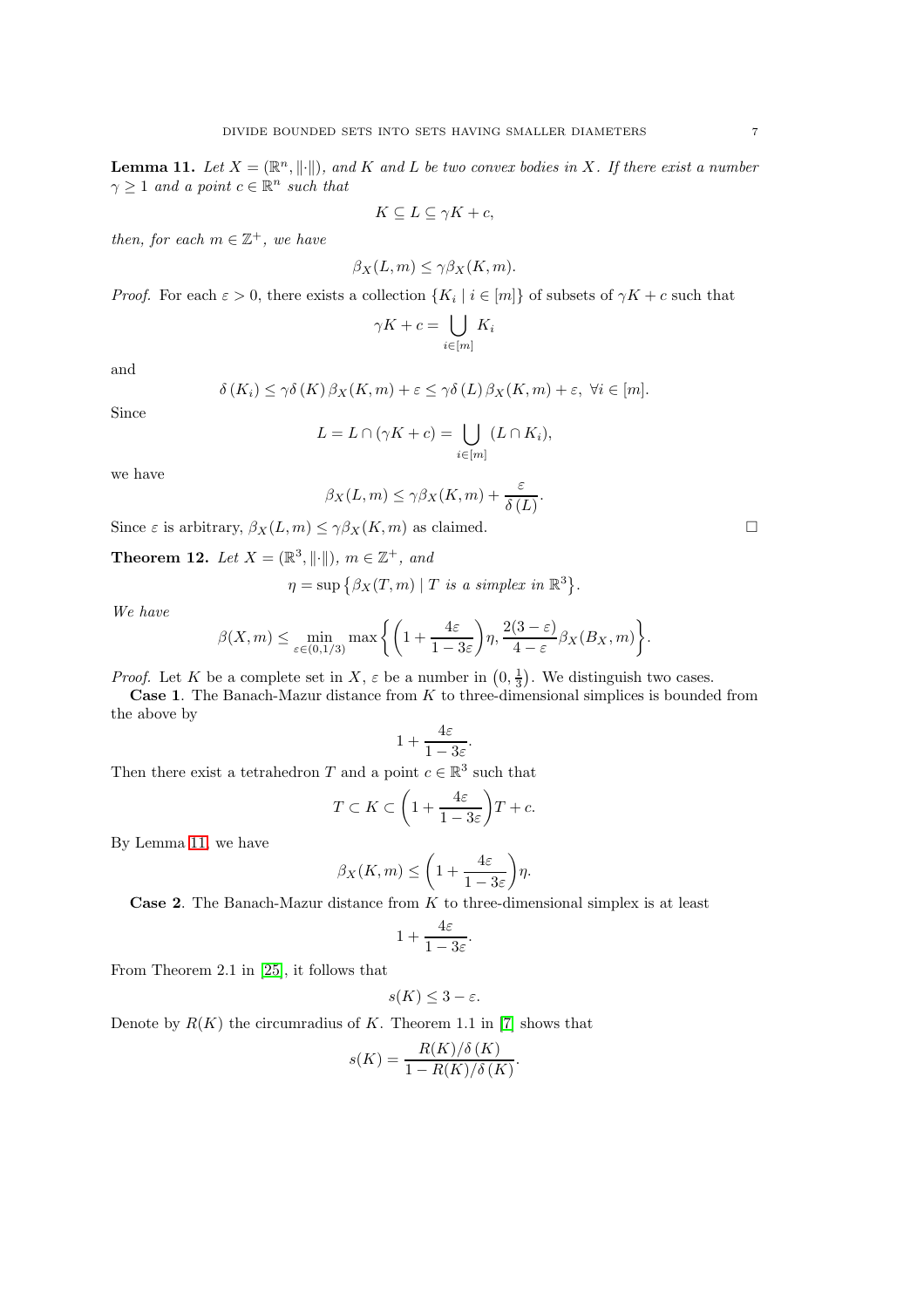**Lemma 11.** *Let $X = (\mathbb{R}^n, \|\cdot\|)$, and $K$ and $L$ be two convex bodies in $X$. If there exist a number $\gamma \geq 1$ and a point $c \in \mathbb{R}^n$ such that*

$$K \subseteq L \subseteq \gamma K + c,$$

*then, for each $m \in \mathbb{Z}^+$, we have*

$$\beta_X(L, m) \leq \gamma \beta_X(K, m).$$

*Proof.* For each $\varepsilon > 0$, there exists a collection $\{K_i \mid i \in [m]\}$ of subsets of $\gamma K + c$ such that

$$\gamma K + c = \bigcup_{i \in [m]} K_i$$

and

$$\delta(K_i) \leq \gamma \delta(K) \beta_X(K, m) + \varepsilon \leq \gamma \delta(L) \beta_X(K, m) + \varepsilon, \ \forall i \in [m].$$

Since

$$L = L \cap (\gamma K + c) = \bigcup_{i \in [m]} (L \cap K_i),$$

we have

$$\beta_X(L, m) \leq \gamma \beta_X(K, m) + \frac{\varepsilon}{\delta(L)}.$$

Since $\varepsilon$ is arbitrary, $\beta_X(L, m) \leq \gamma \beta_X(K, m)$ as claimed. $\square$

**Theorem 12.** *Let $X = (\mathbb{R}^3, \|\cdot\|)$, $m \in \mathbb{Z}^+$, and*

$$\eta = \sup\{\beta_X(T, m) \mid T \text{ is a simplex in } \mathbb{R}^3\}.$$

*We have*

$$\beta(X, m) \leq \min_{\varepsilon \in (0, 1/3)} \max\left\{\left(1 + \frac{4\varepsilon}{1 - 3\varepsilon}\right)\eta, \frac{2(3 - \varepsilon)}{4 - \varepsilon} \beta_X(B_X, m)\right\}.$$

*Proof.* Let $K$ be a complete set in $X$, $\varepsilon$ be a number in $\left(0, \frac{1}{3}\right)$. We distinguish two cases.

**Case 1**. The Banach-Mazur distance from $K$ to three-dimensional simplices is bounded from the above by

$$1 + \frac{4\varepsilon}{1 - 3\varepsilon}.$$

Then there exist a tetrahedron $T$ and a point $c \in \mathbb{R}^3$ such that

$$T \subset K \subset \left(1 + \frac{4\varepsilon}{1 - 3\varepsilon}\right) T + c.$$

By Lemma 11, we have

$$\beta_X(K, m) \leq \left(1 + \frac{4\varepsilon}{1 - 3\varepsilon}\right)\eta.$$

**Case 2**. The Banach-Mazur distance from $K$ to three-dimensional simplex is at least

$$1 + \frac{4\varepsilon}{1 - 3\varepsilon}.$$

From Theorem 2.1 in [25], it follows that

$$s(K) \leq 3 - \varepsilon.$$

Denote by $R(K)$ the circumradius of $K$. Theorem 1.1 in [7] shows that

$$s(K) = \frac{R(K)/\delta(K)}{1 - R(K)/\delta(K)}.$$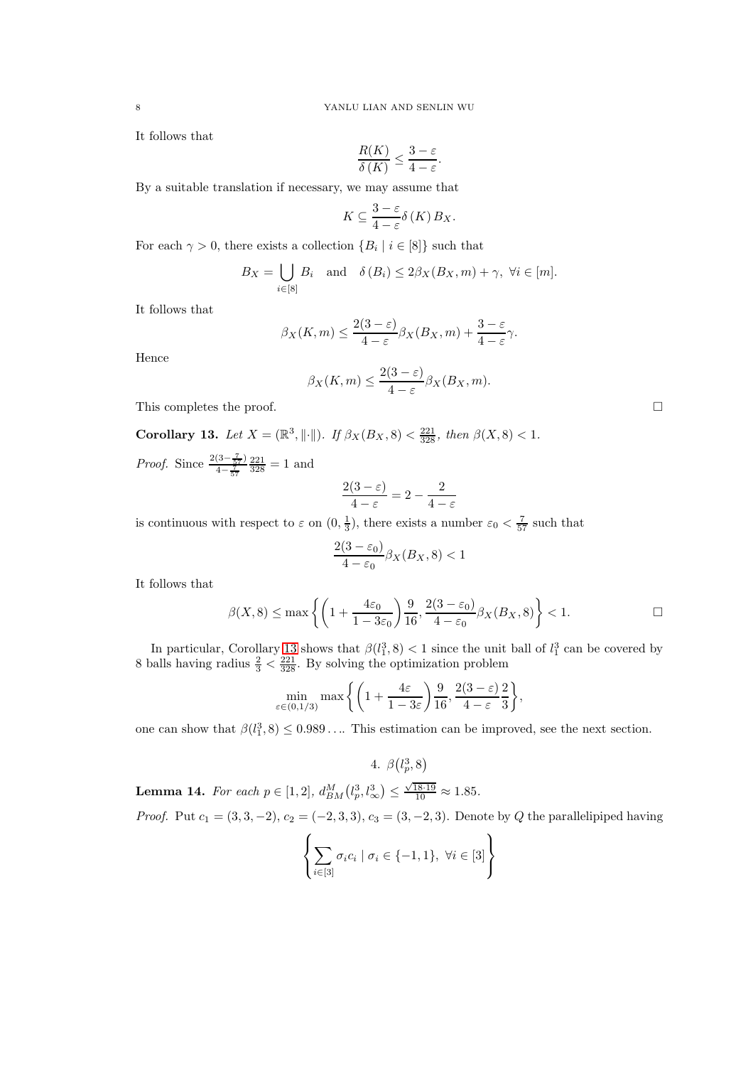It follows that

$$\frac{R(K)}{\delta(K)} \leq \frac{3-\varepsilon}{4-\varepsilon}.$$

By a suitable translation if necessary, we may assume that

$$K \subseteq \frac{3-\varepsilon}{4-\varepsilon}\delta(K) B_X.$$

For each $\gamma > 0$, there exists a collection $\{B_i \mid i \in [8]\}$ such that

$$B_X = \bigcup_{i\in[8]} B_i \quad \text{and} \quad \delta(B_i) \leq 2\beta_X(B_X, m) + \gamma, \ \forall i \in [m].$$

It follows that

$$\beta_X(K,m) \leq \frac{2(3-\varepsilon)}{4-\varepsilon}\beta_X(B_X,m) + \frac{3-\varepsilon}{4-\varepsilon}\gamma.$$

Hence

$$\beta_X(K,m) \leq \frac{2(3-\varepsilon)}{4-\varepsilon}\beta_X(B_X,m).$$

This completes the proof. □

**Corollary 13.** *Let $X = (\mathbb{R}^3, \|\cdot\|)$. If $\beta_X(B_X, 8) < \frac{221}{328}$, then $\beta(X, 8) < 1$.*

*Proof.* Since $\frac{2(3-\frac{7}{57})}{4-\frac{7}{57}}\frac{221}{328} = 1$ and

$$\frac{2(3-\varepsilon)}{4-\varepsilon} = 2 - \frac{2}{4-\varepsilon}$$

is continuous with respect to $\varepsilon$ on $(0, \frac{1}{3})$, there exists a number $\varepsilon_0 < \frac{7}{57}$ such that

$$\frac{2(3-\varepsilon_0)}{4-\varepsilon_0}\beta_X(B_X,8) < 1$$

It follows that

$$\beta(X,8) \leq \max\left\{\left(1+\frac{4\varepsilon_0}{1-3\varepsilon_0}\right)\frac{9}{16}, \frac{2(3-\varepsilon_0)}{4-\varepsilon_0}\beta_X(B_X,8)\right\} < 1. \qquad \square$$

In particular, Corollary 13 shows that $\beta(l_1^3, 8) < 1$ since the unit ball of $l_1^3$ can be covered by 8 balls having radius $\frac{2}{3} < \frac{221}{328}$. By solving the optimization problem

$$\min_{\varepsilon\in(0,1/3)} \max\left\{\left(1+\frac{4\varepsilon}{1-3\varepsilon}\right)\frac{9}{16}, \frac{2(3-\varepsilon)}{4-\varepsilon}\frac{2}{3}\right\},$$

one can show that $\beta(l_1^3, 8) \leq 0.989\ldots$. This estimation can be improved, see the next section.

## 4. $\beta(l_p^3, 8)$

**Lemma 14.** *For each $p \in [1,2]$, $d_{BM}^M(l_p^3, l_\infty^3) \leq \frac{\sqrt{18\cdot 19}}{10} \approx 1.85$.*

*Proof.* Put $c_1 = (3,3,-2)$, $c_2 = (-2,3,3)$, $c_3 = (3,-2,3)$. Denote by $Q$ the parallelipiped having

$$\left\{\sum_{i\in[3]} \sigma_i c_i \mid \sigma_i \in \{-1,1\}, \ \forall i \in [3]\right\}$$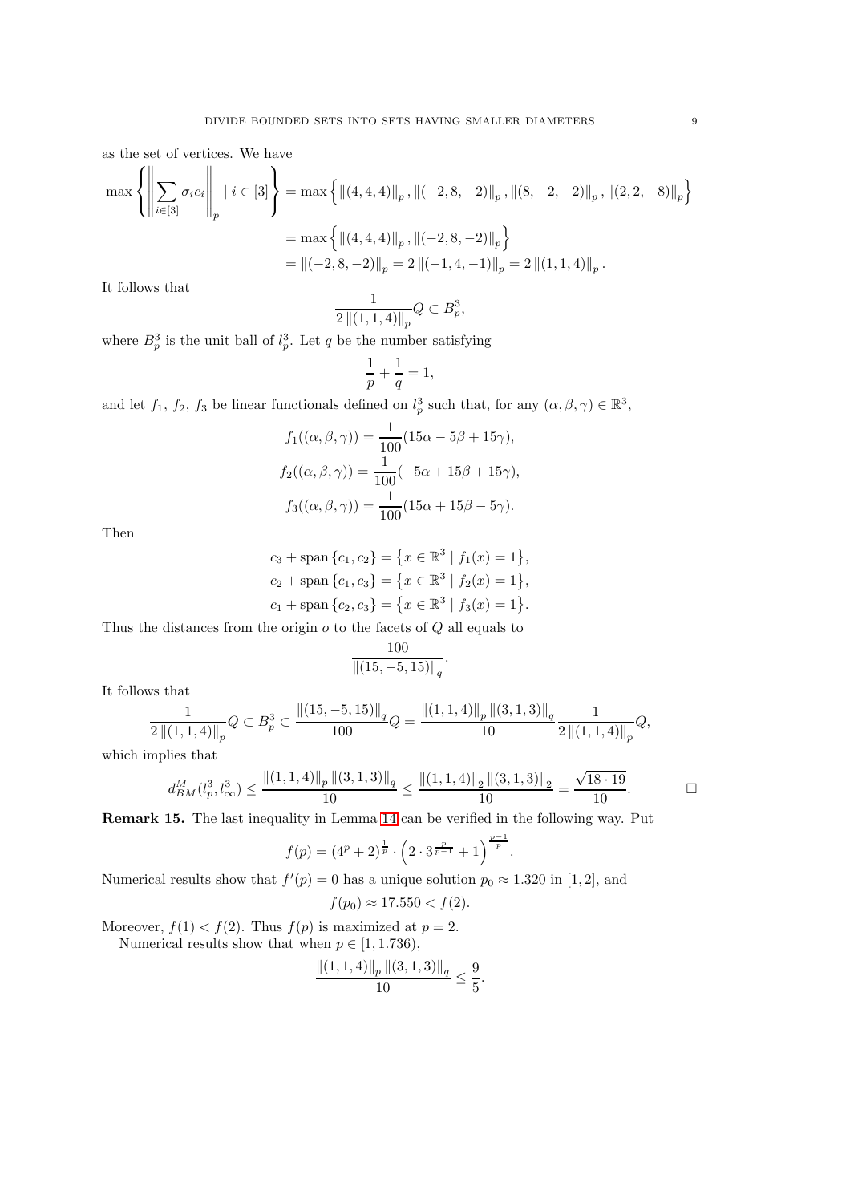as the set of vertices. We have

$$
\begin{aligned}
\max\left\{\left\|\sum_{i\in[3]}\sigma_i c_i\right\|_p \mid i\in[3]\right\} &= \max\left\{\|(4,4,4)\|_p, \|(-2,8,-2)\|_p, \|(8,-2,-2)\|_p, \|(2,2,-8)\|_p\right\}\\
&= \max\left\{\|(4,4,4)\|_p, \|(-2,8,-2)\|_p\right\}\\
&= \|(-2,8,-2)\|_p = 2\|(-1,4,-1)\|_p = 2\|(1,1,4)\|_p.
\end{aligned}
$$

It follows that

$$
\frac{1}{2\|(1,1,4)\|_p}Q \subset B_p^3,
$$

where $B_p^3$ is the unit ball of $l_p^3$. Let $q$ be the number satisfying

$$
\frac{1}{p}+\frac{1}{q}=1,
$$

and let $f_1$, $f_2$, $f_3$ be linear functionals defined on $l_p^3$ such that, for any $(\alpha,\beta,\gamma)\in\mathbb{R}^3$,

$$
\begin{aligned}
f_1((\alpha,\beta,\gamma)) &= \frac{1}{100}(15\alpha-5\beta+15\gamma),\\
f_2((\alpha,\beta,\gamma)) &= \frac{1}{100}(-5\alpha+15\beta+15\gamma),\\
f_3((\alpha,\beta,\gamma)) &= \frac{1}{100}(15\alpha+15\beta-5\gamma).
\end{aligned}
$$

Then

$$
\begin{aligned}
c_3+\operatorname{span}\{c_1,c_2\} &= \{x\in\mathbb{R}^3 \mid f_1(x)=1\},\\
c_2+\operatorname{span}\{c_1,c_3\} &= \{x\in\mathbb{R}^3 \mid f_2(x)=1\},\\
c_1+\operatorname{span}\{c_2,c_3\} &= \{x\in\mathbb{R}^3 \mid f_3(x)=1\}.
\end{aligned}
$$

Thus the distances from the origin $o$ to the facets of $Q$ all equals to

$$
\frac{100}{\|(15,-5,15)\|_q}.
$$

It follows that

$$
\frac{1}{2\|(1,1,4)\|_p}Q \subset B_p^3 \subset \frac{\|(15,-5,15)\|_q}{100}Q = \frac{\|(1,1,4)\|_p\|(3,1,3)\|_q}{10}\frac{1}{2\|(1,1,4)\|_p}Q,
$$

which implies that

$$
d_{BM}^M(l_p^3,l_\infty^3) \le \frac{\|(1,1,4)\|_p\|(3,1,3)\|_q}{10} \le \frac{\|(1,1,4)\|_2\|(3,1,3)\|_2}{10} = \frac{\sqrt{18\cdot 19}}{10}. \qquad \square
$$

**Remark 15.** The last inequality in Lemma 14 can be verified in the following way. Put

$$
f(p) = (4^p+2)^{\frac{1}{p}}\cdot\left(2\cdot 3^{\frac{p}{p-1}}+1\right)^{\frac{p-1}{p}}.
$$

Numerical results show that $f'(p)=0$ has a unique solution $p_0\approx 1.320$ in $[1,2]$, and

$$
f(p_0)\approx 17.550 < f(2).
$$

Moreover, $f(1)<f(2)$. Thus $f(p)$ is maximized at $p=2$.

Numerical results show that when $p\in[1,1.736)$,

$$
\frac{\|(1,1,4)\|_p\|(3,1,3)\|_q}{10} \le \frac{9}{5}.
$$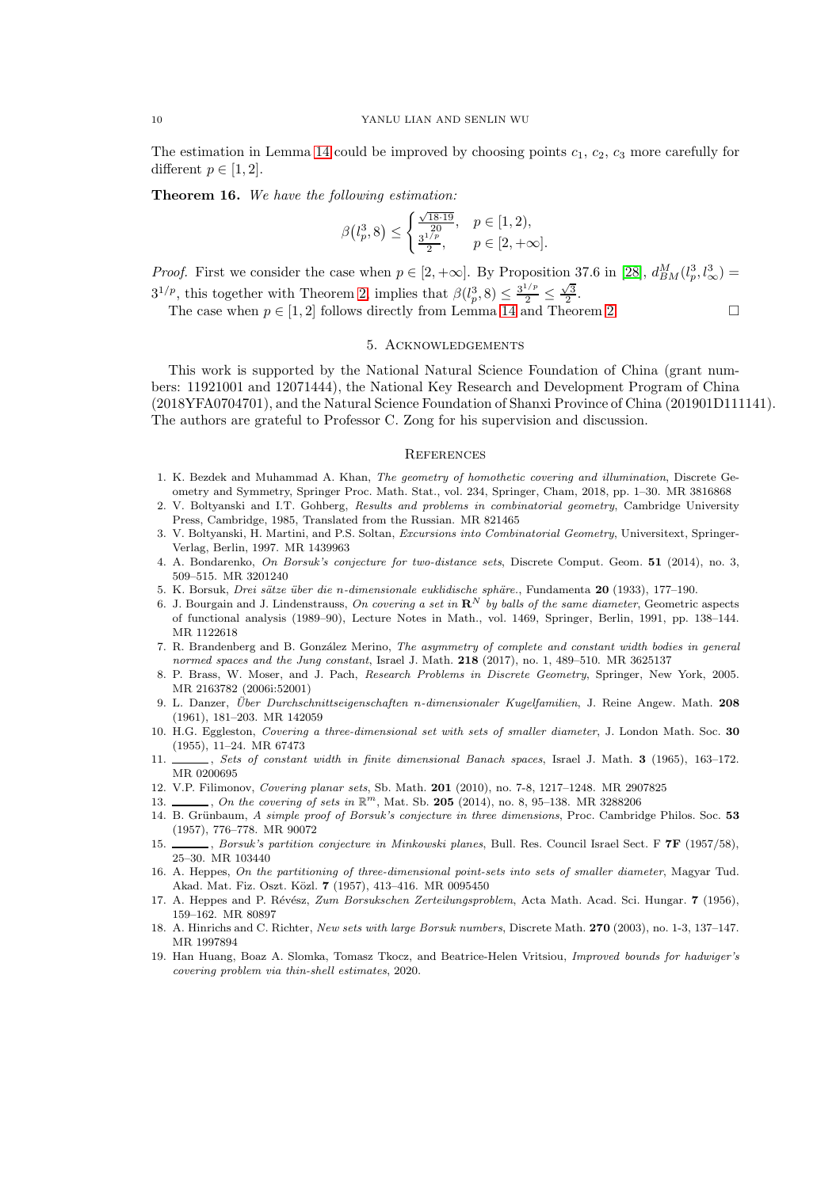The estimation in Lemma 14 could be improved by choosing points $c_1$, $c_2$, $c_3$ more carefully for different $p \in [1, 2]$.

**Theorem 16.** *We have the following estimation:*

$$\beta(l_p^3, 8) \leq \begin{cases} \frac{\sqrt{18 \cdot 19}}{20}, & p \in [1, 2), \\ \frac{3^{1/p}}{2}, & p \in [2, +\infty]. \end{cases}$$

*Proof.* First we consider the case when $p \in [2, +\infty]$. By Proposition 37.6 in [28], $d_{BM}^M(l_p^3, l_\infty^3) = 3^{1/p}$, this together with Theorem 2, implies that $\beta(l_p^3, 8) \leq \frac{3^{1/p}}{2} \leq \frac{\sqrt{3}}{2}$.

The case when $p \in [1, 2]$ follows directly from Lemma 14 and Theorem 2. □

## 5. Acknowledgements

This work is supported by the National Natural Science Foundation of China (grant numbers: 11921001 and 12071444), the National Key Research and Development Program of China (2018YFA0704701), and the Natural Science Foundation of Shanxi Province of China (201901D111141). The authors are grateful to Professor C. Zong for his supervision and discussion.

## References

1. K. Bezdek and Muhammad A. Khan, *The geometry of homothetic covering and illumination*, Discrete Geometry and Symmetry, Springer Proc. Math. Stat., vol. 234, Springer, Cham, 2018, pp. 1–30. MR 3816868
2. V. Boltyanski and I.T. Gohberg, *Results and problems in combinatorial geometry*, Cambridge University Press, Cambridge, 1985, Translated from the Russian. MR 821465
3. V. Boltyanski, H. Martini, and P.S. Soltan, *Excursions into Combinatorial Geometry*, Universitext, Springer-Verlag, Berlin, 1997. MR 1439963
4. A. Bondarenko, *On Borsuk's conjecture for two-distance sets*, Discrete Comput. Geom. **51** (2014), no. 3, 509–515. MR 3201240
5. K. Borsuk, *Drei sätze über die n-dimensionale euklidische sphäre.*, Fundamenta **20** (1933), 177–190.
6. J. Bourgain and J. Lindenstrauss, *On covering a set in $\mathbf{R}^N$ by balls of the same diameter*, Geometric aspects of functional analysis (1989–90), Lecture Notes in Math., vol. 1469, Springer, Berlin, 1991, pp. 138–144. MR 1122618
7. R. Brandenberg and B. González Merino, *The asymmetry of complete and constant width bodies in general normed spaces and the Jung constant*, Israel J. Math. **218** (2017), no. 1, 489–510. MR 3625137
8. P. Brass, W. Moser, and J. Pach, *Research Problems in Discrete Geometry*, Springer, New York, 2005. MR 2163782 (2006i:52001)
9. L. Danzer, *Über Durchschnittseigenschaften n-dimensionaler Kugelfamilien*, J. Reine Angew. Math. **208** (1961), 181–203. MR 142059
10. H.G. Eggleston, *Covering a three-dimensional set with sets of smaller diameter*, J. London Math. Soc. **30** (1955), 11–24. MR 67473
11. ______, *Sets of constant width in finite dimensional Banach spaces*, Israel J. Math. **3** (1965), 163–172. MR 0200695
12. V.P. Filimonov, *Covering planar sets*, Sb. Math. **201** (2010), no. 7-8, 1217–1248. MR 2907825
13. ______, *On the covering of sets in $\mathbb{R}^m$*, Mat. Sb. **205** (2014), no. 8, 95–138. MR 3288206
14. B. Grünbaum, *A simple proof of Borsuk's conjecture in three dimensions*, Proc. Cambridge Philos. Soc. **53** (1957), 776–778. MR 90072
15. ______, *Borsuk's partition conjecture in Minkowski planes*, Bull. Res. Council Israel Sect. F **7F** (1957/58), 25–30. MR 103440
16. A. Heppes, *On the partitioning of three-dimensional point-sets into sets of smaller diameter*, Magyar Tud. Akad. Mat. Fiz. Oszt. Közl. **7** (1957), 413–416. MR 0095450
17. A. Heppes and P. Révész, *Zum Borsukschen Zerteilungsproblem*, Acta Math. Acad. Sci. Hungar. **7** (1956), 159–162. MR 80897
18. A. Hinrichs and C. Richter, *New sets with large Borsuk numbers*, Discrete Math. **270** (2003), no. 1-3, 137–147. MR 1997894
19. Han Huang, Boaz A. Slomka, Tomasz Tkocz, and Beatrice-Helen Vritsiou, *Improved bounds for hadwiger's covering problem via thin-shell estimates*, 2020.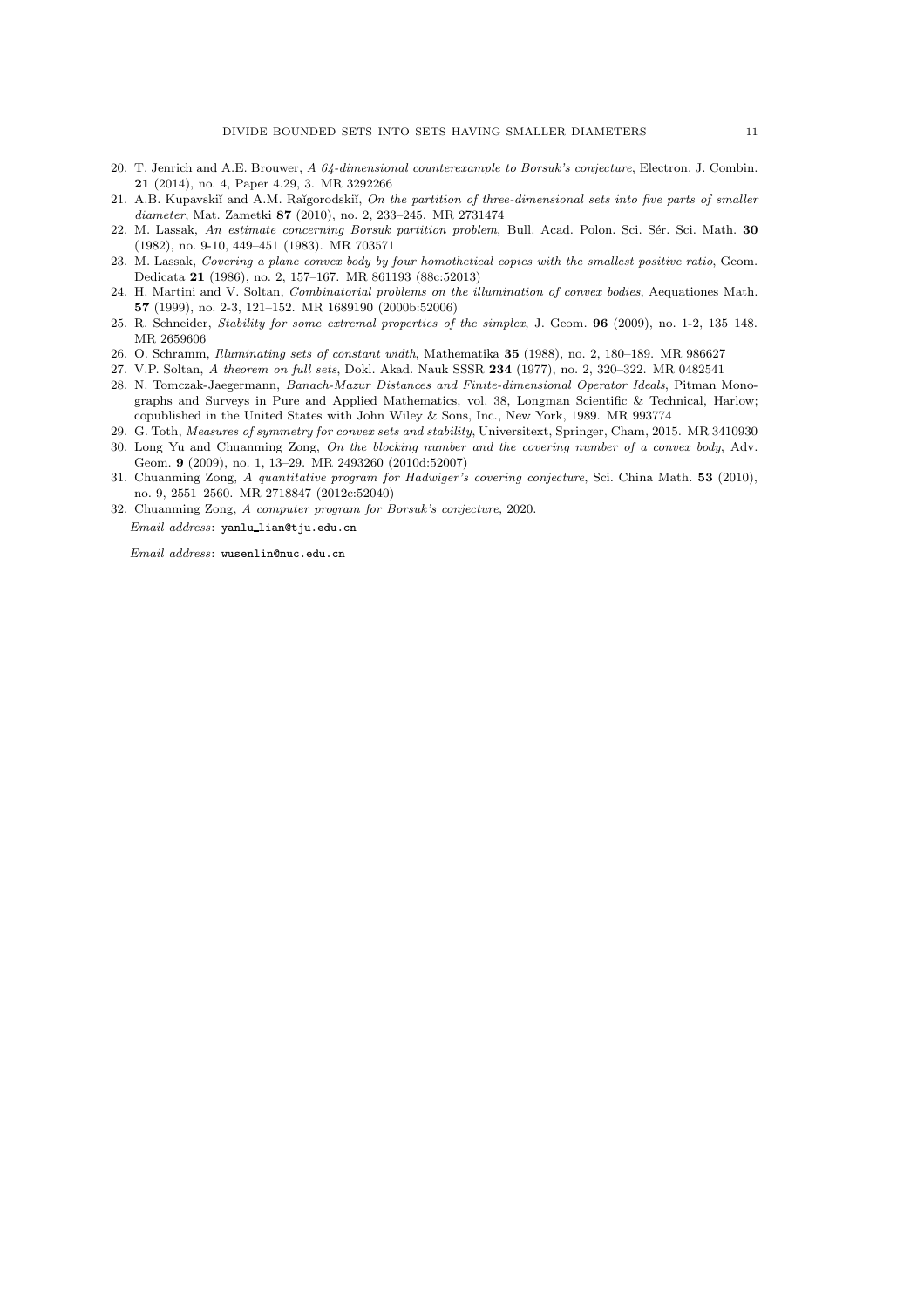20. T. Jenrich and A.E. Brouwer, *A 64-dimensional counterexample to Borsuk's conjecture*, Electron. J. Combin. **21** (2014), no. 4, Paper 4.29, 3. MR 3292266
21. A.B. Kupavskiĭ and A.M. Raĭgorodskiĭ, *On the partition of three-dimensional sets into five parts of smaller diameter*, Mat. Zametki **87** (2010), no. 2, 233–245. MR 2731474
22. M. Lassak, *An estimate concerning Borsuk partition problem*, Bull. Acad. Polon. Sci. Sér. Sci. Math. **30** (1982), no. 9-10, 449–451 (1983). MR 703571
23. M. Lassak, *Covering a plane convex body by four homothetical copies with the smallest positive ratio*, Geom. Dedicata **21** (1986), no. 2, 157–167. MR 861193 (88c:52013)
24. H. Martini and V. Soltan, *Combinatorial problems on the illumination of convex bodies*, Aequationes Math. **57** (1999), no. 2-3, 121–152. MR 1689190 (2000b:52006)
25. R. Schneider, *Stability for some extremal properties of the simplex*, J. Geom. **96** (2009), no. 1-2, 135–148. MR 2659606
26. O. Schramm, *Illuminating sets of constant width*, Mathematika **35** (1988), no. 2, 180–189. MR 986627
27. V.P. Soltan, *A theorem on full sets*, Dokl. Akad. Nauk SSSR **234** (1977), no. 2, 320–322. MR 0482541
28. N. Tomczak-Jaegermann, *Banach-Mazur Distances and Finite-dimensional Operator Ideals*, Pitman Monographs and Surveys in Pure and Applied Mathematics, vol. 38, Longman Scientific & Technical, Harlow; copublished in the United States with John Wiley & Sons, Inc., New York, 1989. MR 993774
29. G. Toth, *Measures of symmetry for convex sets and stability*, Universitext, Springer, Cham, 2015. MR 3410930
30. Long Yu and Chuanming Zong, *On the blocking number and the covering number of a convex body*, Adv. Geom. **9** (2009), no. 1, 13–29. MR 2493260 (2010d:52007)
31. Chuanming Zong, *A quantitative program for Hadwiger's covering conjecture*, Sci. China Math. **53** (2010), no. 9, 2551–2560. MR 2718847 (2012c:52040)
32. Chuanming Zong, *A computer program for Borsuk's conjecture*, 2020.

*Email address*: yanlu_lian@tju.edu.cn

*Email address*: wusenlin@nuc.edu.cn